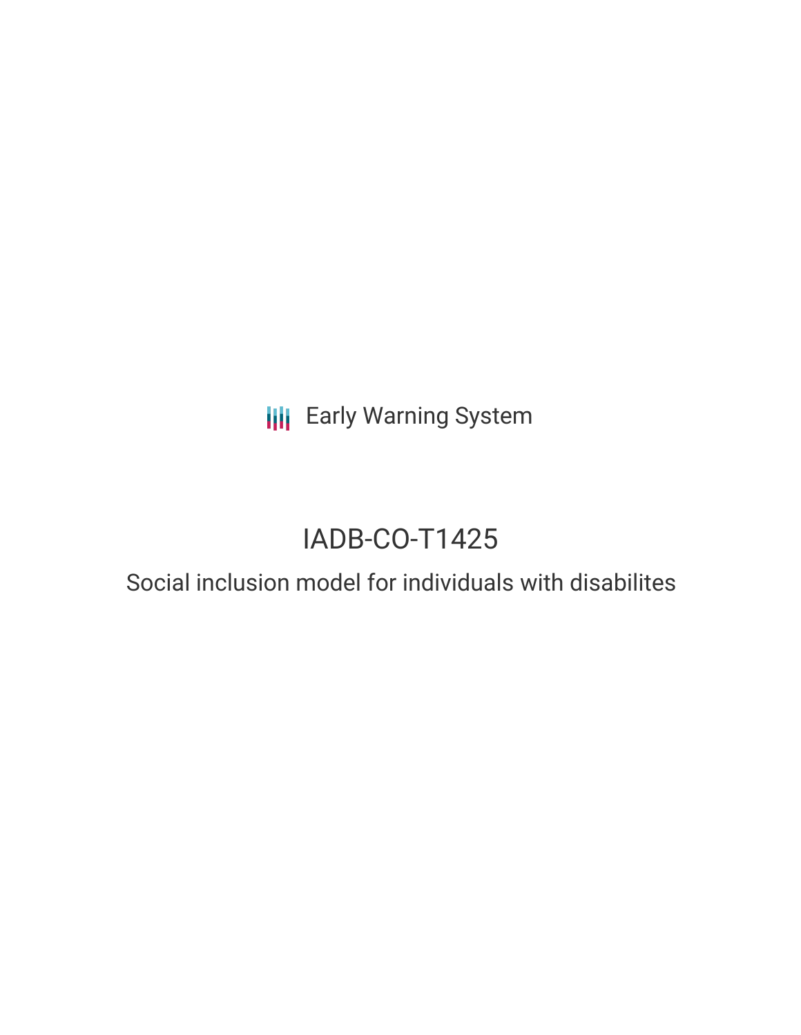Early Warning System

# IADB-CO-T1425

## Social inclusion model for individuals with disabilites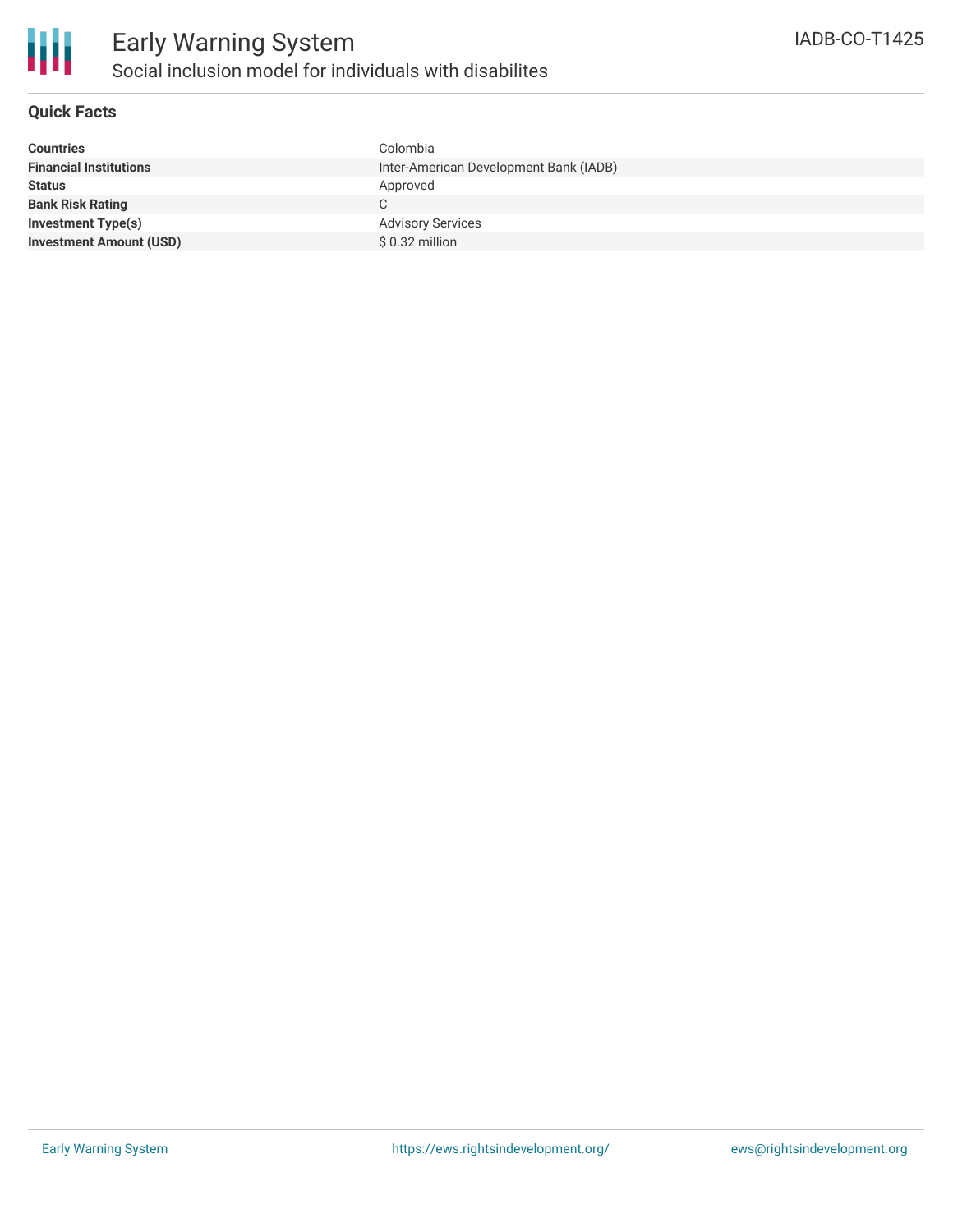# Early Warning System

## Social inclusion model for individuals with disabilites

IADB-CO-T1425

### Quick Facts

| | |
|---|---|
| **Countries** | Colombia |
| **Financial Institutions** | Inter-American Development Bank (IADB) |
| **Status** | Approved |
| **Bank Risk Rating** | C |
| **Investment Type(s)** | Advisory Services |
| **Investment Amount (USD)** | $ 0.32 million |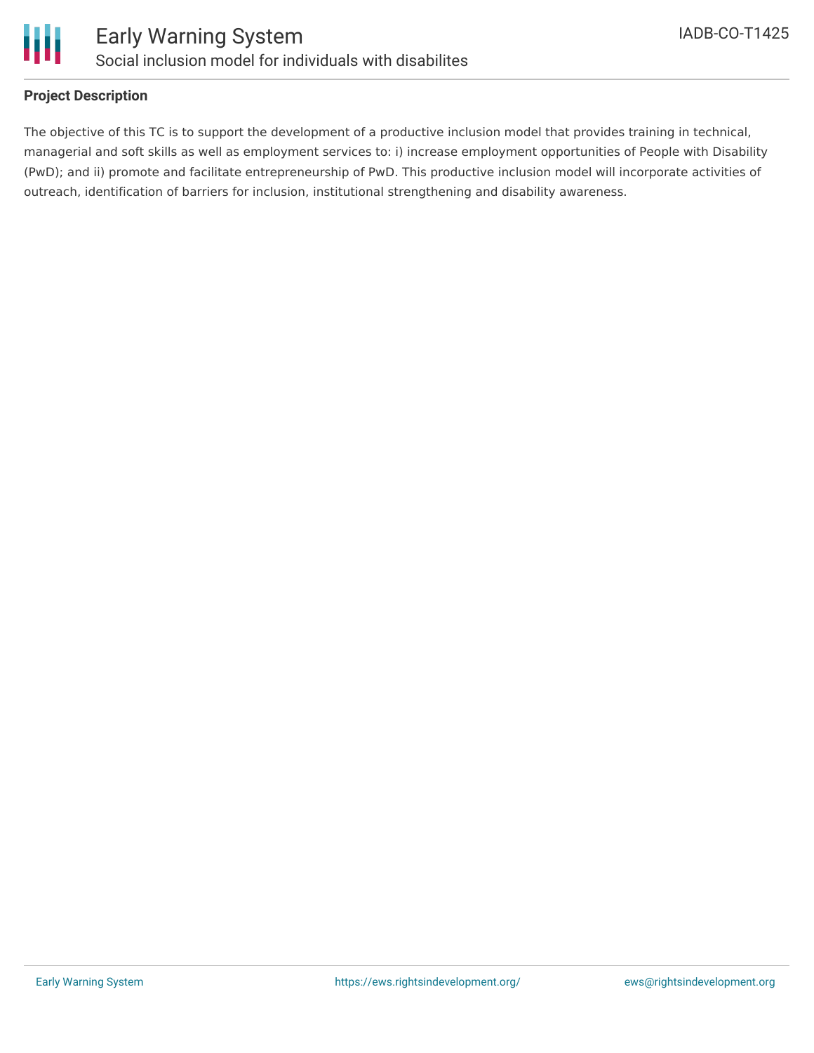## Project Description

The objective of this TC is to support the development of a productive inclusion model that provides training in technical, managerial and soft skills as well as employment services to: i) increase employment opportunities of People with Disability (PwD); and ii) promote and facilitate entrepreneurship of PwD. This productive inclusion model will incorporate activities of outreach, identification of barriers for inclusion, institutional strengthening and disability awareness.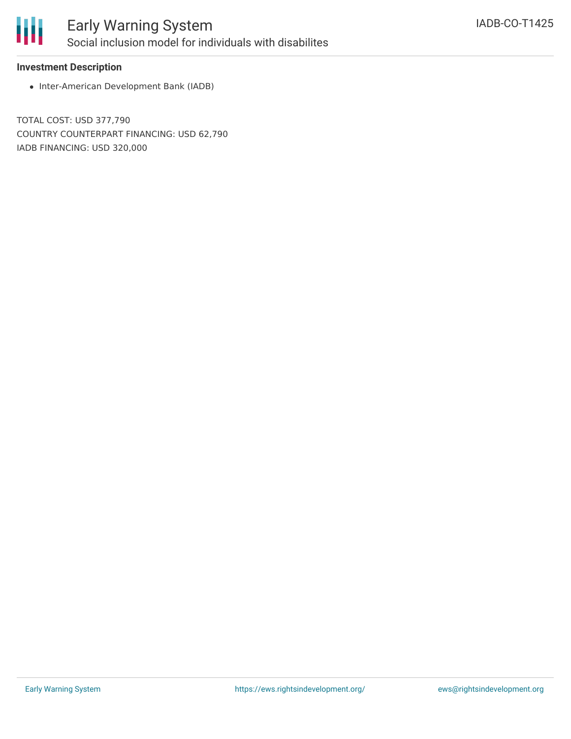### Investment Description

- Inter-American Development Bank (IADB)

TOTAL COST: USD 377,790

COUNTRY COUNTERPART FINANCING: USD 62,790

IADB FINANCING: USD 320,000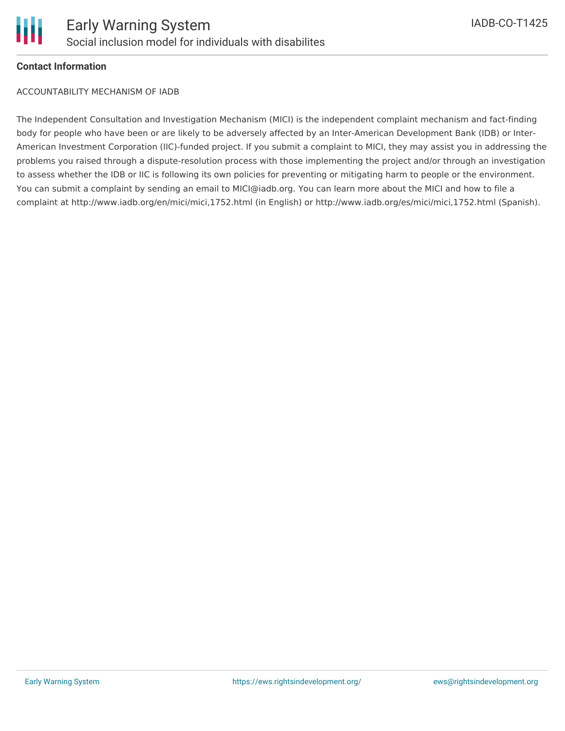**Contact Information**

ACCOUNTABILITY MECHANISM OF IADB

The Independent Consultation and Investigation Mechanism (MICI) is the independent complaint mechanism and fact-finding body for people who have been or are likely to be adversely affected by an Inter-American Development Bank (IDB) or Inter-American Investment Corporation (IIC)-funded project. If you submit a complaint to MICI, they may assist you in addressing the problems you raised through a dispute-resolution process with those implementing the project and/or through an investigation to assess whether the IDB or IIC is following its own policies for preventing or mitigating harm to people or the environment. You can submit a complaint by sending an email to MICI@iadb.org. You can learn more about the MICI and how to file a complaint at http://www.iadb.org/en/mici/mici,1752.html (in English) or http://www.iadb.org/es/mici/mici,1752.html (Spanish).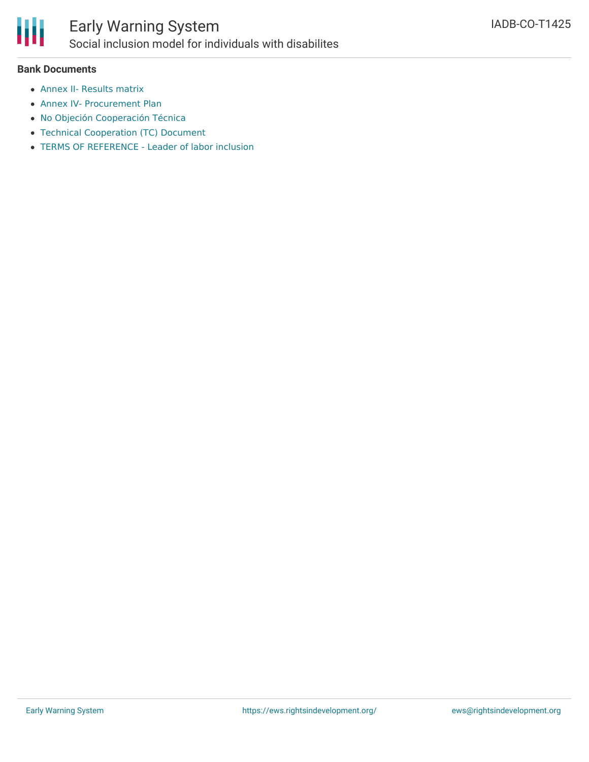### Bank Documents

- Annex II- Results matrix
- Annex IV- Procurement Plan
- No Objeción Cooperación Técnica
- Technical Cooperation (TC) Document
- TERMS OF REFERENCE - Leader of labor inclusion